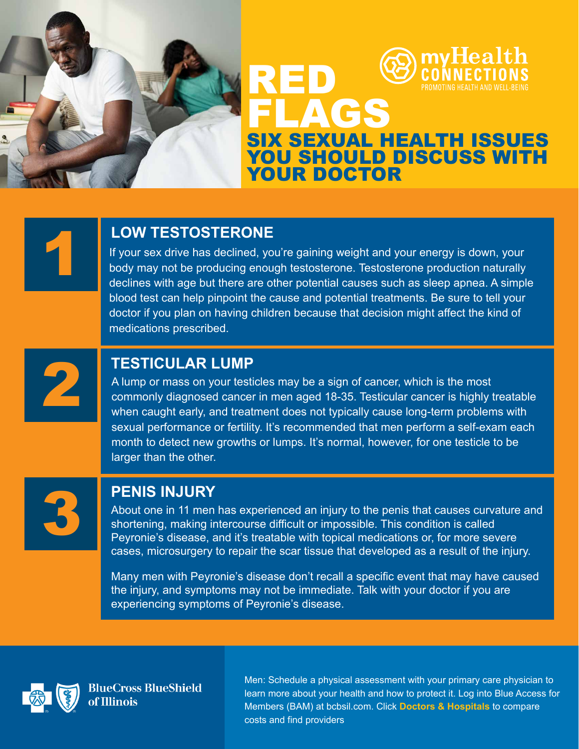myHealth CONNECTIONS
PROMOTING HEALTH AND WELL-BEING

# RED FLAGS

## SIX SEXUAL HEALTH ISSUES YOU SHOULD DISCUSS WITH YOUR DOCTOR

### 1 LOW TESTOSTERONE

If your sex drive has declined, you're gaining weight and your energy is down, your body may not be producing enough testosterone. Testosterone production naturally declines with age but there are other potential causes such as sleep apnea. A simple blood test can help pinpoint the cause and potential treatments. Be sure to tell your doctor if you plan on having children because that decision might affect the kind of medications prescribed.

### 2 TESTICULAR LUMP

A lump or mass on your testicles may be a sign of cancer, which is the most commonly diagnosed cancer in men aged 18-35. Testicular cancer is highly treatable when caught early, and treatment does not typically cause long-term problems with sexual performance or fertility. It's recommended that men perform a self-exam each month to detect new growths or lumps. It's normal, however, for one testicle to be larger than the other.

### 3 PENIS INJURY

About one in 11 men has experienced an injury to the penis that causes curvature and shortening, making intercourse difficult or impossible. This condition is called Peyronie's disease, and it's treatable with topical medications or, for more severe cases, microsurgery to repair the scar tissue that developed as a result of the injury.

Many men with Peyronie's disease don't recall a specific event that may have caused the injury, and symptoms may not be immediate. Talk with your doctor if you are experiencing symptoms of Peyronie's disease.

BlueCross BlueShield of Illinois

Men: Schedule a physical assessment with your primary care physician to learn more about your health and how to protect it. Log into Blue Access for Members (BAM) at bcbsil.com. Click **Doctors & Hospitals** to compare costs and find providers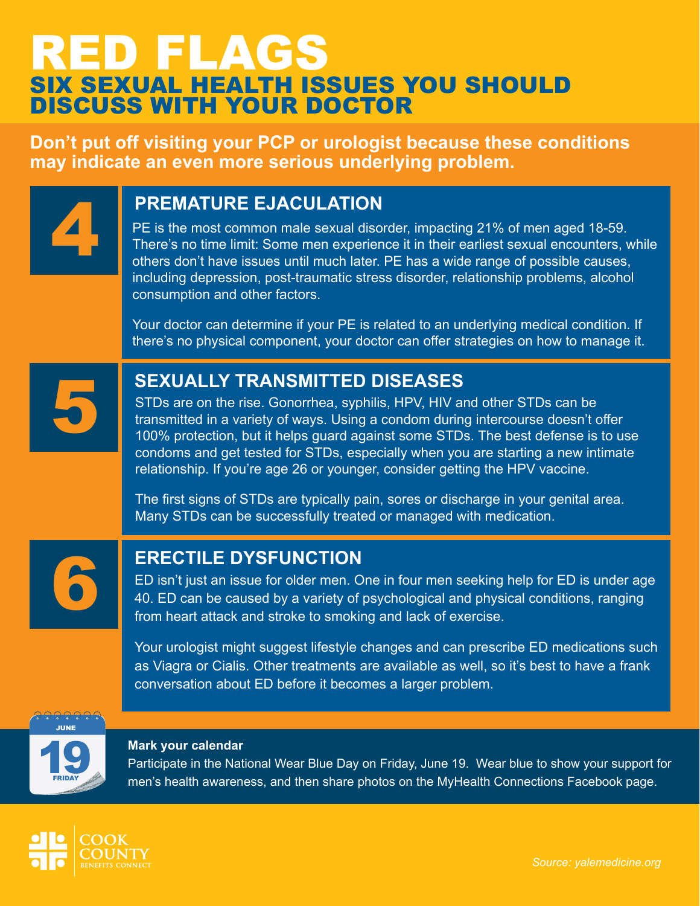# RED FLAGS

## SIX SEXUAL HEALTH ISSUES YOU SHOULD DISCUSS WITH YOUR DOCTOR

**Don't put off visiting your PCP or urologist because these conditions may indicate an even more serious underlying problem.**

### 4 PREMATURE EJACULATION

PE is the most common male sexual disorder, impacting 21% of men aged 18-59. There's no time limit: Some men experience it in their earliest sexual encounters, while others don't have issues until much later. PE has a wide range of possible causes, including depression, post-traumatic stress disorder, relationship problems, alcohol consumption and other factors.

Your doctor can determine if your PE is related to an underlying medical condition. If there's no physical component, your doctor can offer strategies on how to manage it.

### 5 SEXUALLY TRANSMITTED DISEASES

STDs are on the rise. Gonorrhea, syphilis, HPV, HIV and other STDs can be transmitted in a variety of ways. Using a condom during intercourse doesn't offer 100% protection, but it helps guard against some STDs. The best defense is to use condoms and get tested for STDs, especially when you are starting a new intimate relationship. If you're age 26 or younger, consider getting the HPV vaccine.

The first signs of STDs are typically pain, sores or discharge in your genital area. Many STDs can be successfully treated or managed with medication.

### 6 ERECTILE DYSFUNCTION

ED isn't just an issue for older men. One in four men seeking help for ED is under age 40. ED can be caused by a variety of psychological and physical conditions, ranging from heart attack and stroke to smoking and lack of exercise.

Your urologist might suggest lifestyle changes and can prescribe ED medications such as Viagra or Cialis. Other treatments are available as well, so it's best to have a frank conversation about ED before it becomes a larger problem.

JUNE 19 FRIDAY

**Mark your calendar**

Participate in the National Wear Blue Day on Friday, June 19. Wear blue to show your support for men's health awareness, and then share photos on the MyHealth Connections Facebook page.

COOK COUNTY BENEFITS CONNECT

*Source: yalemedicine.org*